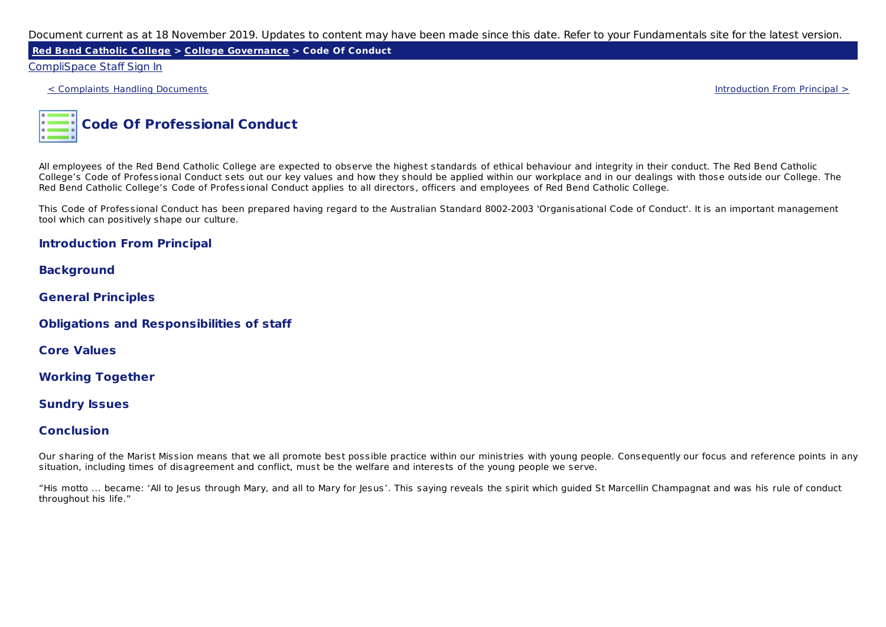Document current as at 18 November 2019. Updates to content may have been made since this date. Refer to your Fundamentals site for the latest version.

**Red Bend Catholic College > College Governance > Code Of Conduct**

CompliSpace Staff Sign In

< Complaints Handling Documents | Introduction From Principal >

# Code Of Professional Conduct

All employees of the Red Bend Catholic College are expected to observe the highest standards of ethical behaviour and integrity in their conduct. The Red Bend Catholic College's Code of Professional Conduct sets out our key values and how they should be applied within our workplace and in our dealings with those outside our College. The Red Bend Catholic College's Code of Professional Conduct applies to all directors, officers and employees of Red Bend Catholic College.

This Code of Professional Conduct has been prepared having regard to the Australian Standard 8002-2003 'Organisational Code of Conduct'. It is an important management tool which can positively shape our culture.

## Introduction From Principal

## Background

## General Principles

## Obligations and Responsibilities of staff

## Core Values

## Working Together

## Sundry Issues

## Conclusion

Our sharing of the Marist Mission means that we all promote best possible practice within our ministries with young people. Consequently our focus and reference points in any situation, including times of disagreement and conflict, must be the welfare and interests of the young people we serve.

"His motto ... became: 'All to Jesus through Mary, and all to Mary for Jesus'. This saying reveals the spirit which guided St Marcellin Champagnat and was his rule of conduct throughout his life."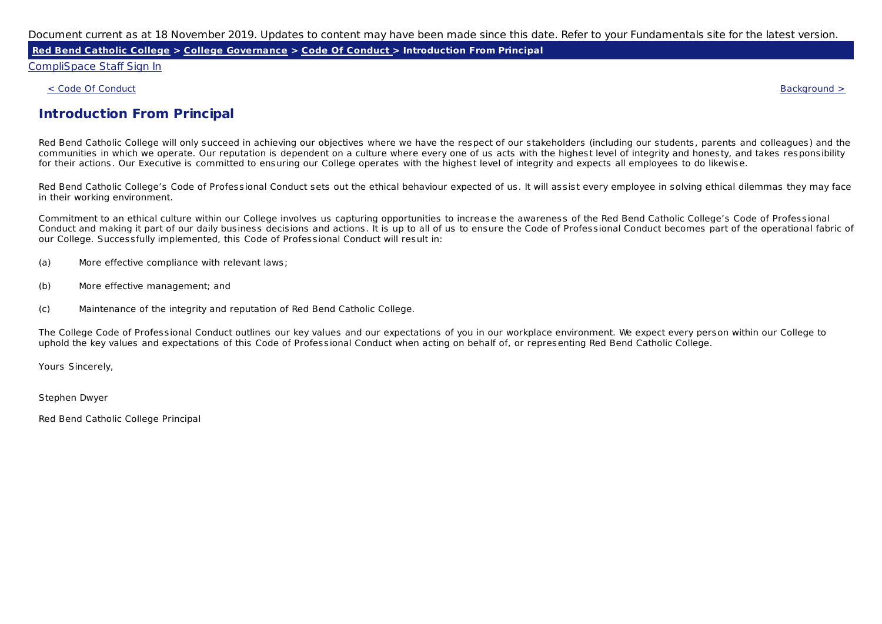Document current as at 18 November 2019. Updates to content may have been made since this date. Refer to your Fundamentals site for the latest version.

**Red Bend Catholic College > College Governance > Code Of Conduct > Introduction From Principal**

CompliSpace Staff Sign In

< Code Of Conduct | Background >

## Introduction From Principal

Red Bend Catholic College will only succeed in achieving our objectives where we have the respect of our stakeholders (including our students, parents and colleagues) and the communities in which we operate. Our reputation is dependent on a culture where every one of us acts with the highest level of integrity and honesty, and takes responsibility for their actions. Our Executive is committed to ensuring our College operates with the highest level of integrity and expects all employees to do likewise.

Red Bend Catholic College's Code of Professional Conduct sets out the ethical behaviour expected of us. It will assist every employee in solving ethical dilemmas they may face in their working environment.

Commitment to an ethical culture within our College involves us capturing opportunities to increase the awareness of the Red Bend Catholic College's Code of Professional Conduct and making it part of our daily business decisions and actions. It is up to all of us to ensure the Code of Professional Conduct becomes part of the operational fabric of our College. Successfully implemented, this Code of Professional Conduct will result in:

(a) More effective compliance with relevant laws;

(b) More effective management; and

(c) Maintenance of the integrity and reputation of Red Bend Catholic College.

The College Code of Professional Conduct outlines our key values and our expectations of you in our workplace environment. We expect every person within our College to uphold the key values and expectations of this Code of Professional Conduct when acting on behalf of, or representing Red Bend Catholic College.

Yours Sincerely,

Stephen Dwyer

Red Bend Catholic College Principal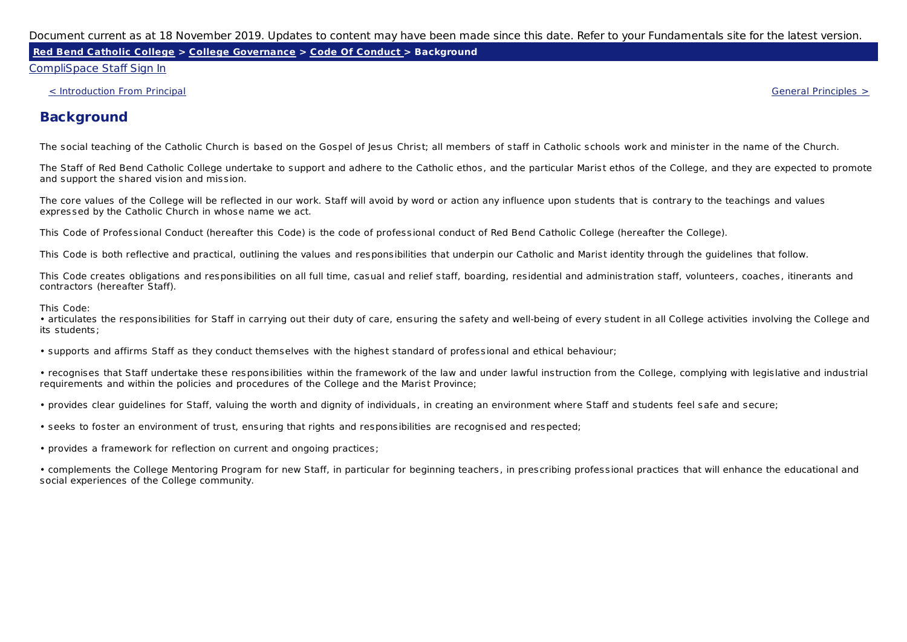# Background

The social teaching of the Catholic Church is based on the Gospel of Jesus Christ; all members of staff in Catholic schools work and minister in the name of the Church.

The Staff of Red Bend Catholic College undertake to support and adhere to the Catholic ethos, and the particular Marist ethos of the College, and they are expected to promote and support the shared vision and mission.

The core values of the College will be reflected in our work. Staff will avoid by word or action any influence upon students that is contrary to the teachings and values expressed by the Catholic Church in whose name we act.

This Code of Professional Conduct (hereafter this Code) is the code of professional conduct of Red Bend Catholic College (hereafter the College).

This Code is both reflective and practical, outlining the values and responsibilities that underpin our Catholic and Marist identity through the guidelines that follow.

This Code creates obligations and responsibilities on all full time, casual and relief staff, boarding, residential and administration staff, volunteers, coaches, itinerants and contractors (hereafter Staff).

This Code:

- articulates the responsibilities for Staff in carrying out their duty of care, ensuring the safety and well-being of every student in all College activities involving the College and its students;
- supports and affirms Staff as they conduct themselves with the highest standard of professional and ethical behaviour;
- recognises that Staff undertake these responsibilities within the framework of the law and under lawful instruction from the College, complying with legislative and industrial requirements and within the policies and procedures of the College and the Marist Province;
- provides clear guidelines for Staff, valuing the worth and dignity of individuals, in creating an environment where Staff and students feel safe and secure;
- seeks to foster an environment of trust, ensuring that rights and responsibilities are recognised and respected;
- provides a framework for reflection on current and ongoing practices;
- complements the College Mentoring Program for new Staff, in particular for beginning teachers, in prescribing professional practices that will enhance the educational and social experiences of the College community.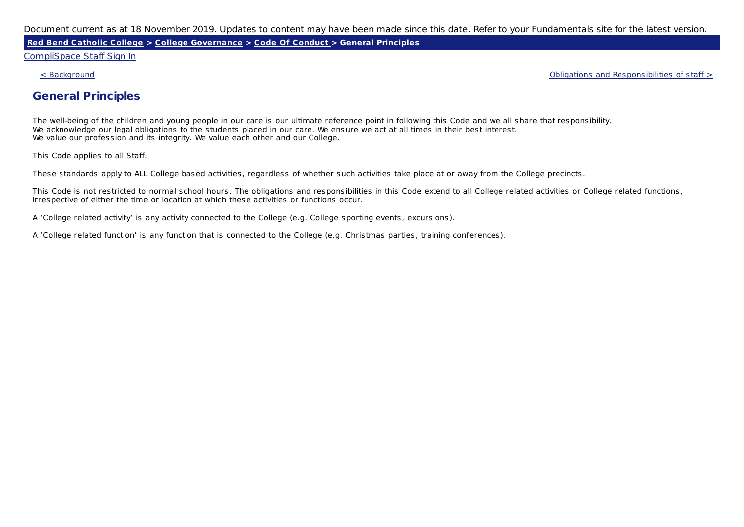Document current as at 18 November 2019. Updates to content may have been made since this date. Refer to your Fundamentals site for the latest version.

**Red Bend Catholic College > College Governance > Code Of Conduct > General Principles**

CompliSpace Staff Sign In

< Background

Obligations and Responsibilities of staff >

## General Principles

The well-being of the children and young people in our care is our ultimate reference point in following this Code and we all share that responsibility.
We acknowledge our legal obligations to the students placed in our care. We ensure we act at all times in their best interest.
We value our profession and its integrity. We value each other and our College.

This Code applies to all Staff.

These standards apply to ALL College based activities, regardless of whether such activities take place at or away from the College precincts.

This Code is not restricted to normal school hours. The obligations and responsibilities in this Code extend to all College related activities or College related functions, irrespective of either the time or location at which these activities or functions occur.

A 'College related activity' is any activity connected to the College (e.g. College sporting events, excursions).

A 'College related function' is any function that is connected to the College (e.g. Christmas parties, training conferences).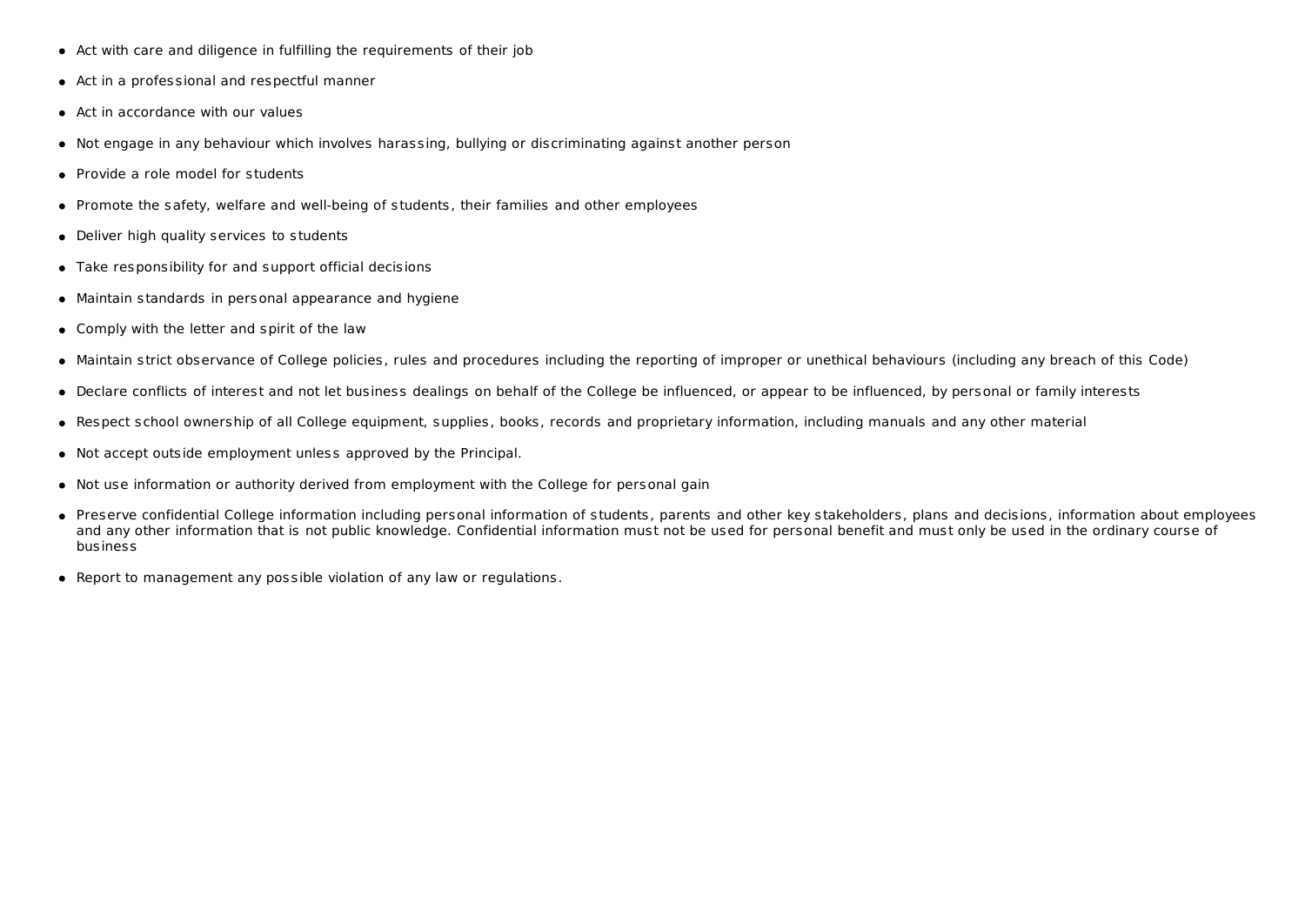- Act with care and diligence in fulfilling the requirements of their job
- Act in a professional and respectful manner
- Act in accordance with our values
- Not engage in any behaviour which involves harassing, bullying or discriminating against another person
- Provide a role model for students
- Promote the safety, welfare and well-being of students, their families and other employees
- Deliver high quality services to students
- Take responsibility for and support official decisions
- Maintain standards in personal appearance and hygiene
- Comply with the letter and spirit of the law
- Maintain strict observance of College policies, rules and procedures including the reporting of improper or unethical behaviours (including any breach of this Code)
- Declare conflicts of interest and not let business dealings on behalf of the College be influenced, or appear to be influenced, by personal or family interests
- Respect school ownership of all College equipment, supplies, books, records and proprietary information, including manuals and any other material
- Not accept outside employment unless approved by the Principal.
- Not use information or authority derived from employment with the College for personal gain
- Preserve confidential College information including personal information of students, parents and other key stakeholders, plans and decisions, information about employees and any other information that is not public knowledge. Confidential information must not be used for personal benefit and must only be used in the ordinary course of business
- Report to management any possible violation of any law or regulations.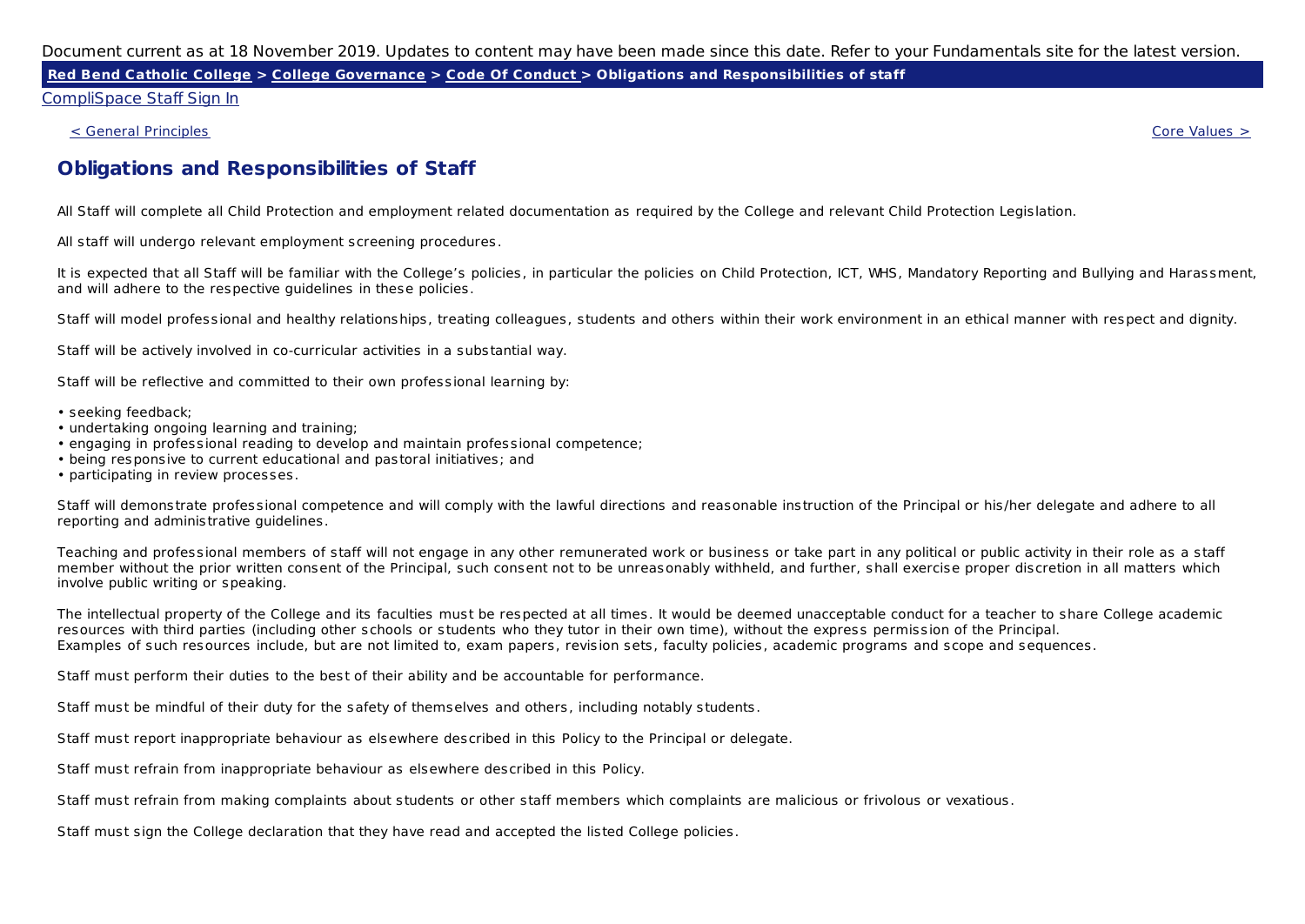Document current as at 18 November 2019. Updates to content may have been made since this date. Refer to your Fundamentals site for the latest version.

**Red Bend Catholic College > College Governance > Code Of Conduct > Obligations and Responsibilities of staff**

CompliSpace Staff Sign In

< General Principles

Core Values >

## Obligations and Responsibilities of Staff

All Staff will complete all Child Protection and employment related documentation as required by the College and relevant Child Protection Legislation.

All staff will undergo relevant employment screening procedures.

It is expected that all Staff will be familiar with the College's policies, in particular the policies on Child Protection, ICT, WHS, Mandatory Reporting and Bullying and Harassment, and will adhere to the respective guidelines in these policies.

Staff will model professional and healthy relationships, treating colleagues, students and others within their work environment in an ethical manner with respect and dignity.

Staff will be actively involved in co-curricular activities in a substantial way.

Staff will be reflective and committed to their own professional learning by:

- seeking feedback;
- undertaking ongoing learning and training;
- engaging in professional reading to develop and maintain professional competence;
- being responsive to current educational and pastoral initiatives; and
- participating in review processes.

Staff will demonstrate professional competence and will comply with the lawful directions and reasonable instruction of the Principal or his/her delegate and adhere to all reporting and administrative guidelines.

Teaching and professional members of staff will not engage in any other remunerated work or business or take part in any political or public activity in their role as a staff member without the prior written consent of the Principal, such consent not to be unreasonably withheld, and further, shall exercise proper discretion in all matters which involve public writing or speaking.

The intellectual property of the College and its faculties must be respected at all times. It would be deemed unacceptable conduct for a teacher to share College academic resources with third parties (including other schools or students who they tutor in their own time), without the express permission of the Principal.
Examples of such resources include, but are not limited to, exam papers, revision sets, faculty policies, academic programs and scope and sequences.

Staff must perform their duties to the best of their ability and be accountable for performance.

Staff must be mindful of their duty for the safety of themselves and others, including notably students.

Staff must report inappropriate behaviour as elsewhere described in this Policy to the Principal or delegate.

Staff must refrain from inappropriate behaviour as elsewhere described in this Policy.

Staff must refrain from making complaints about students or other staff members which complaints are malicious or frivolous or vexatious.

Staff must sign the College declaration that they have read and accepted the listed College policies.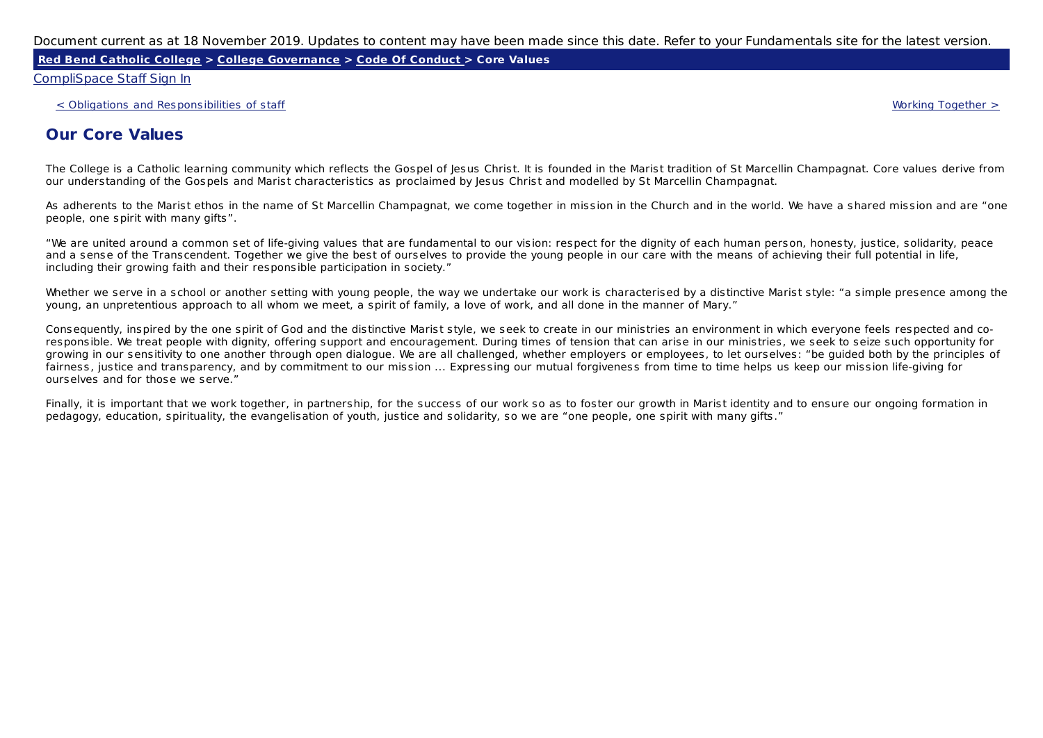Document current as at 18 November 2019. Updates to content may have been made since this date. Refer to your Fundamentals site for the latest version.

**Red Bend Catholic College > College Governance > Code Of Conduct > Core Values**

CompliSpace Staff Sign In

< Obligations and Responsibilities of staff | Working Together >

## Our Core Values

The College is a Catholic learning community which reflects the Gospel of Jesus Christ. It is founded in the Marist tradition of St Marcellin Champagnat. Core values derive from our understanding of the Gospels and Marist characteristics as proclaimed by Jesus Christ and modelled by St Marcellin Champagnat.

As adherents to the Marist ethos in the name of St Marcellin Champagnat, we come together in mission in the Church and in the world. We have a shared mission and are "one people, one spirit with many gifts".

"We are united around a common set of life-giving values that are fundamental to our vision: respect for the dignity of each human person, honesty, justice, solidarity, peace and a sense of the Transcendent. Together we give the best of ourselves to provide the young people in our care with the means of achieving their full potential in life, including their growing faith and their responsible participation in society."

Whether we serve in a school or another setting with young people, the way we undertake our work is characterised by a distinctive Marist style: "a simple presence among the young, an unpretentious approach to all whom we meet, a spirit of family, a love of work, and all done in the manner of Mary."

Consequently, inspired by the one spirit of God and the distinctive Marist style, we seek to create in our ministries an environment in which everyone feels respected and co-responsible. We treat people with dignity, offering support and encouragement. During times of tension that can arise in our ministries, we seek to seize such opportunity for growing in our sensitivity to one another through open dialogue. We are all challenged, whether employers or employees, to let ourselves: "be guided both by the principles of fairness, justice and transparency, and by commitment to our mission ... Expressing our mutual forgiveness from time to time helps us keep our mission life-giving for ourselves and for those we serve."

Finally, it is important that we work together, in partnership, for the success of our work so as to foster our growth in Marist identity and to ensure our ongoing formation in pedagogy, education, spirituality, the evangelisation of youth, justice and solidarity, so we are "one people, one spirit with many gifts."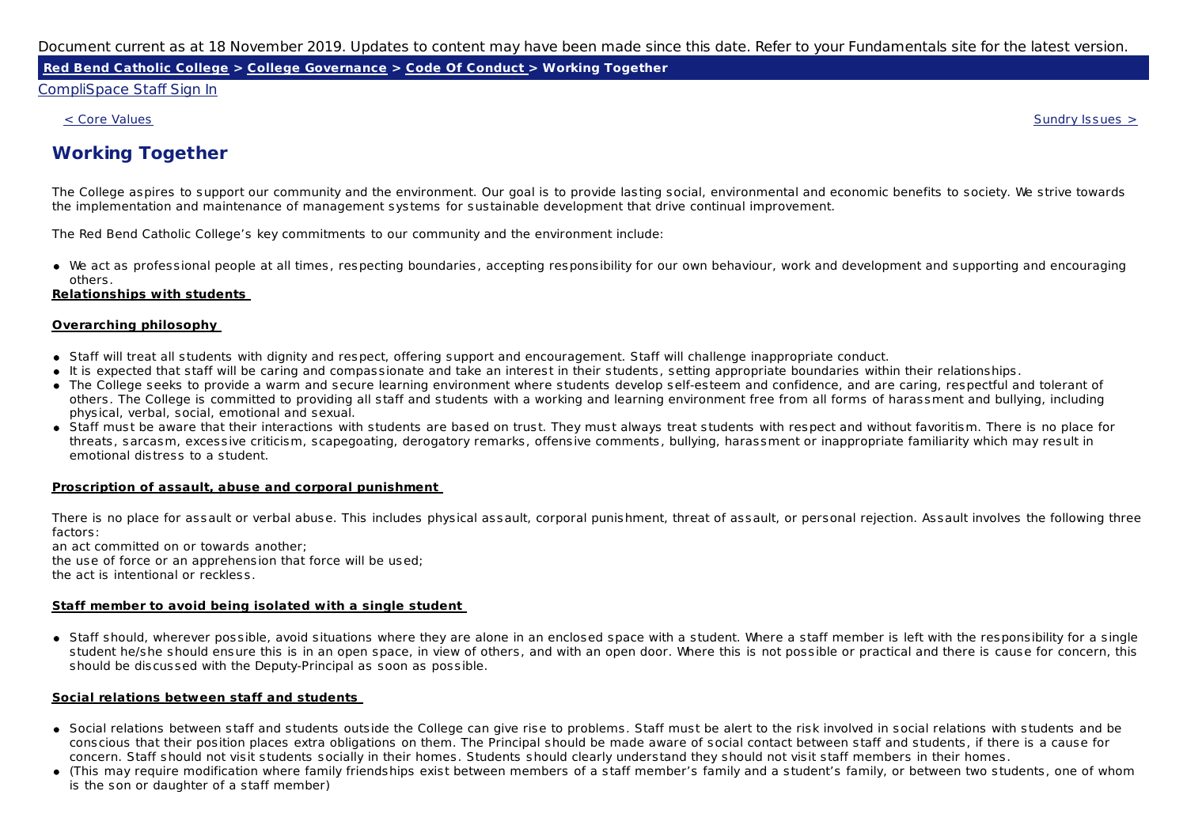Document current as at 18 November 2019. Updates to content may have been made since this date. Refer to your Fundamentals site for the latest version.

**Red Bend Catholic College > College Governance > Code Of Conduct > Working Together**

CompliSpace Staff Sign In

< Core Values

Sundry Issues >

# Working Together

The College aspires to support our community and the environment. Our goal is to provide lasting social, environmental and economic benefits to society. We strive towards the implementation and maintenance of management systems for sustainable development that drive continual improvement.

The Red Bend Catholic College's key commitments to our community and the environment include:

- We act as professional people at all times, respecting boundaries, accepting responsibility for our own behaviour, work and development and supporting and encouraging others.

**Relationships with students**

**Overarching philosophy**

- Staff will treat all students with dignity and respect, offering support and encouragement. Staff will challenge inappropriate conduct.
- It is expected that staff will be caring and compassionate and take an interest in their students, setting appropriate boundaries within their relationships.
- The College seeks to provide a warm and secure learning environment where students develop self-esteem and confidence, and are caring, respectful and tolerant of others. The College is committed to providing all staff and students with a working and learning environment free from all forms of harassment and bullying, including physical, verbal, social, emotional and sexual.
- Staff must be aware that their interactions with students are based on trust. They must always treat students with respect and without favoritism. There is no place for threats, sarcasm, excessive criticism, scapegoating, derogatory remarks, offensive comments, bullying, harassment or inappropriate familiarity which may result in emotional distress to a student.

**Proscription of assault, abuse and corporal punishment**

There is no place for assault or verbal abuse. This includes physical assault, corporal punishment, threat of assault, or personal rejection. Assault involves the following three factors:
an act committed on or towards another;
the use of force or an apprehension that force will be used;
the act is intentional or reckless.

**Staff member to avoid being isolated with a single student**

- Staff should, wherever possible, avoid situations where they are alone in an enclosed space with a student. Where a staff member is left with the responsibility for a single student he/she should ensure this is in an open space, in view of others, and with an open door. Where this is not possible or practical and there is cause for concern, this should be discussed with the Deputy-Principal as soon as possible.

**Social relations between staff and students**

- Social relations between staff and students outside the College can give rise to problems. Staff must be alert to the risk involved in social relations with students and be conscious that their position places extra obligations on them. The Principal should be made aware of social contact between staff and students, if there is a cause for concern. Staff should not visit students socially in their homes. Students should clearly understand they should not visit staff members in their homes.
- (This may require modification where family friendships exist between members of a staff member's family and a student's family, or between two students, one of whom is the son or daughter of a staff member)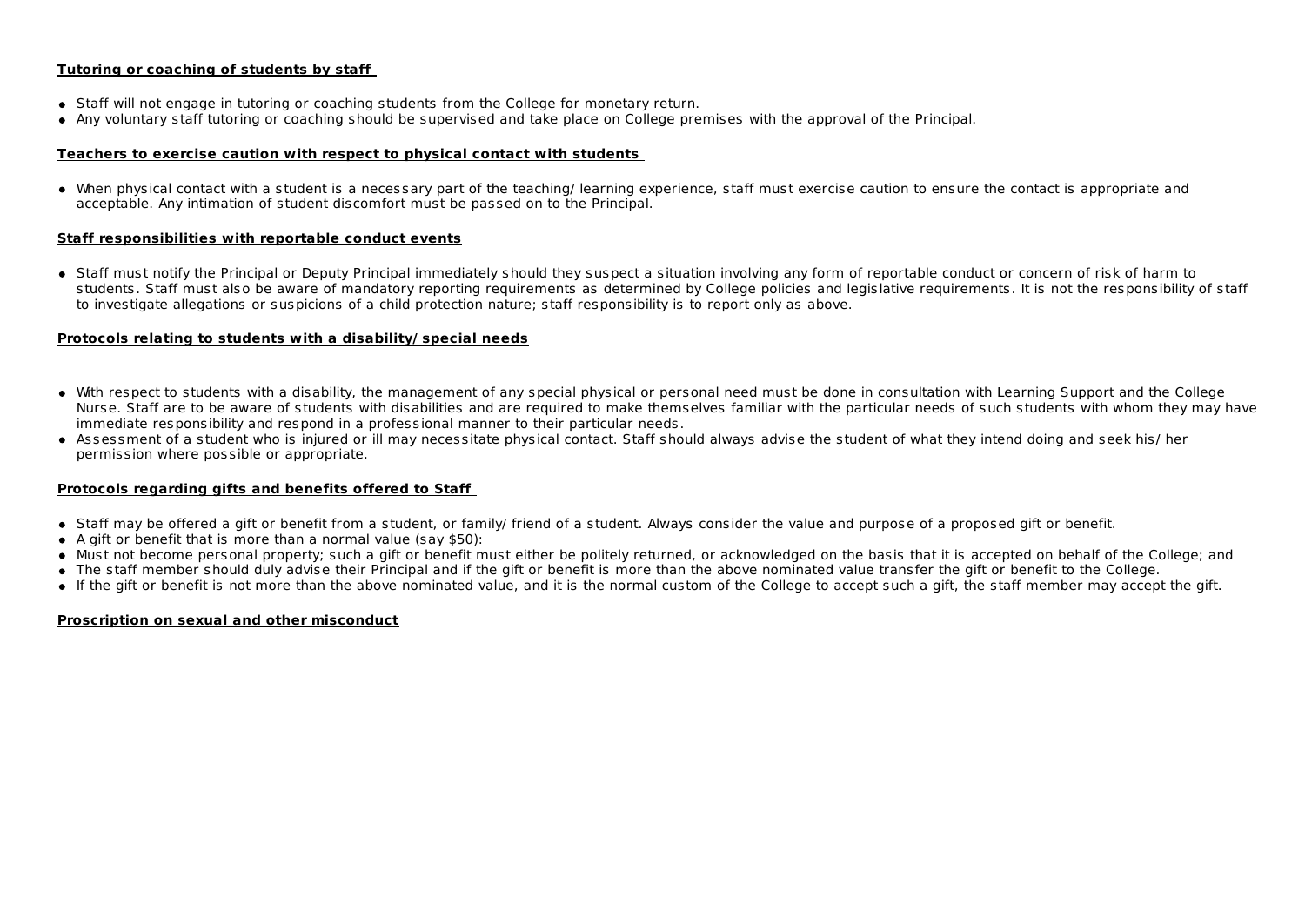**Tutoring or coaching of students by staff**

- Staff will not engage in tutoring or coaching students from the College for monetary return.
- Any voluntary staff tutoring or coaching should be supervised and take place on College premises with the approval of the Principal.

**Teachers to exercise caution with respect to physical contact with students**

- When physical contact with a student is a necessary part of the teaching/ learning experience, staff must exercise caution to ensure the contact is appropriate and acceptable. Any intimation of student discomfort must be passed on to the Principal.

**Staff responsibilities with reportable conduct events**

- Staff must notify the Principal or Deputy Principal immediately should they suspect a situation involving any form of reportable conduct or concern of risk of harm to students. Staff must also be aware of mandatory reporting requirements as determined by College policies and legislative requirements. It is not the responsibility of staff to investigate allegations or suspicions of a child protection nature; staff responsibility is to report only as above.

**Protocols relating to students with a disability/ special needs**

- With respect to students with a disability, the management of any special physical or personal need must be done in consultation with Learning Support and the College Nurse. Staff are to be aware of students with disabilities and are required to make themselves familiar with the particular needs of such students with whom they may have immediate responsibility and respond in a professional manner to their particular needs.
- Assessment of a student who is injured or ill may necessitate physical contact. Staff should always advise the student of what they intend doing and seek his/ her permission where possible or appropriate.

**Protocols regarding gifts and benefits offered to Staff**

- Staff may be offered a gift or benefit from a student, or family/ friend of a student. Always consider the value and purpose of a proposed gift or benefit.
- A gift or benefit that is more than a normal value (say $50):
- Must not become personal property; such a gift or benefit must either be politely returned, or acknowledged on the basis that it is accepted on behalf of the College; and
- The staff member should duly advise their Principal and if the gift or benefit is more than the above nominated value transfer the gift or benefit to the College.
- If the gift or benefit is not more than the above nominated value, and it is the normal custom of the College to accept such a gift, the staff member may accept the gift.

**Proscription on sexual and other misconduct**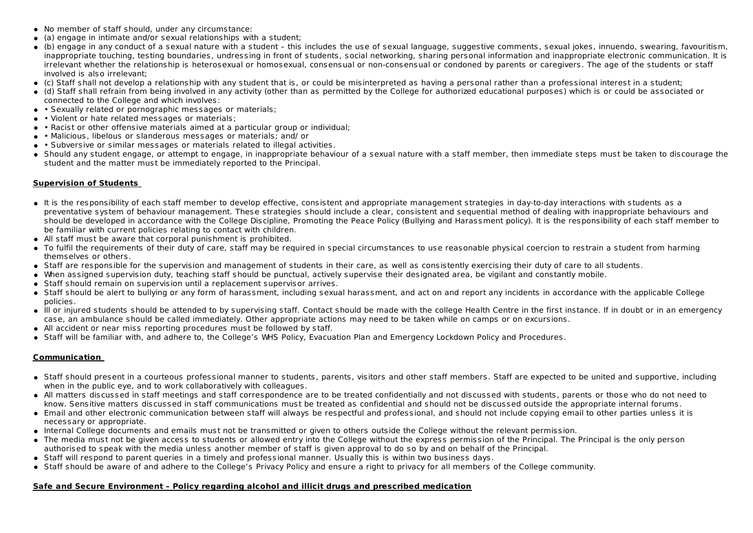- No member of staff should, under any circumstance:
- (a) engage in intimate and/or sexual relationships with a student;
- (b) engage in any conduct of a sexual nature with a student – this includes the use of sexual language, suggestive comments, sexual jokes, innuendo, swearing, favouritism, inappropriate touching, testing boundaries, undressing in front of students, social networking, sharing personal information and inappropriate electronic communication. It is irrelevant whether the relationship is heterosexual or homosexual, consensual or non-consensual or condoned by parents or caregivers. The age of the students or staff involved is also irrelevant;
- (c) Staff shall not develop a relationship with any student that is, or could be misinterpreted as having a personal rather than a professional interest in a student;
- (d) Staff shall refrain from being involved in any activity (other than as permitted by the College for authorized educational purposes) which is or could be associated or connected to the College and which involves:
- • Sexually related or pornographic messages or materials;
- • Violent or hate related messages or materials;
- • Racist or other offensive materials aimed at a particular group or individual;
- • Malicious, libelous or slanderous messages or materials; and/ or
- • Subversive or similar messages or materials related to illegal activities.
- Should any student engage, or attempt to engage, in inappropriate behaviour of a sexual nature with a staff member, then immediate steps must be taken to discourage the student and the matter must be immediately reported to the Principal.

**Supervision of Students**

- It is the responsibility of each staff member to develop effective, consistent and appropriate management strategies in day-to-day interactions with students as a preventative system of behaviour management. These strategies should include a clear, consistent and sequential method of dealing with inappropriate behaviours and should be developed in accordance with the College Discipline, Promoting the Peace Policy (Bullying and Harassment policy). It is the responsibility of each staff member to be familiar with current policies relating to contact with children.
- All staff must be aware that corporal punishment is prohibited.
- To fulfil the requirements of their duty of care, staff may be required in special circumstances to use reasonable physical coercion to restrain a student from harming themselves or others.
- Staff are responsible for the supervision and management of students in their care, as well as consistently exercising their duty of care to all students.
- When assigned supervision duty, teaching staff should be punctual, actively supervise their designated area, be vigilant and constantly mobile.
- Staff should remain on supervision until a replacement supervisor arrives.
- Staff should be alert to bullying or any form of harassment, including sexual harassment, and act on and report any incidents in accordance with the applicable College policies.
- Ill or injured students should be attended to by supervising staff. Contact should be made with the college Health Centre in the first instance. If in doubt or in an emergency case, an ambulance should be called immediately. Other appropriate actions may need to be taken while on camps or on excursions.
- All accident or near miss reporting procedures must be followed by staff.
- Staff will be familiar with, and adhere to, the College's WHS Policy, Evacuation Plan and Emergency Lockdown Policy and Procedures.

**Communication**

- Staff should present in a courteous professional manner to students, parents, visitors and other staff members. Staff are expected to be united and supportive, including when in the public eye, and to work collaboratively with colleagues.
- All matters discussed in staff meetings and staff correspondence are to be treated confidentially and not discussed with students, parents or those who do not need to know. Sensitive matters discussed in staff communications must be treated as confidential and should not be discussed outside the appropriate internal forums.
- Email and other electronic communication between staff will always be respectful and professional, and should not include copying email to other parties unless it is necessary or appropriate.
- Internal College documents and emails must not be transmitted or given to others outside the College without the relevant permission.
- The media must not be given access to students or allowed entry into the College without the express permission of the Principal. The Principal is the only person authorised to speak with the media unless another member of staff is given approval to do so by and on behalf of the Principal.
- Staff will respond to parent queries in a timely and professional manner. Usually this is within two business days.
- Staff should be aware of and adhere to the College's Privacy Policy and ensure a right to privacy for all members of the College community.

**Safe and Secure Environment – Policy regarding alcohol and illicit drugs and prescribed medication**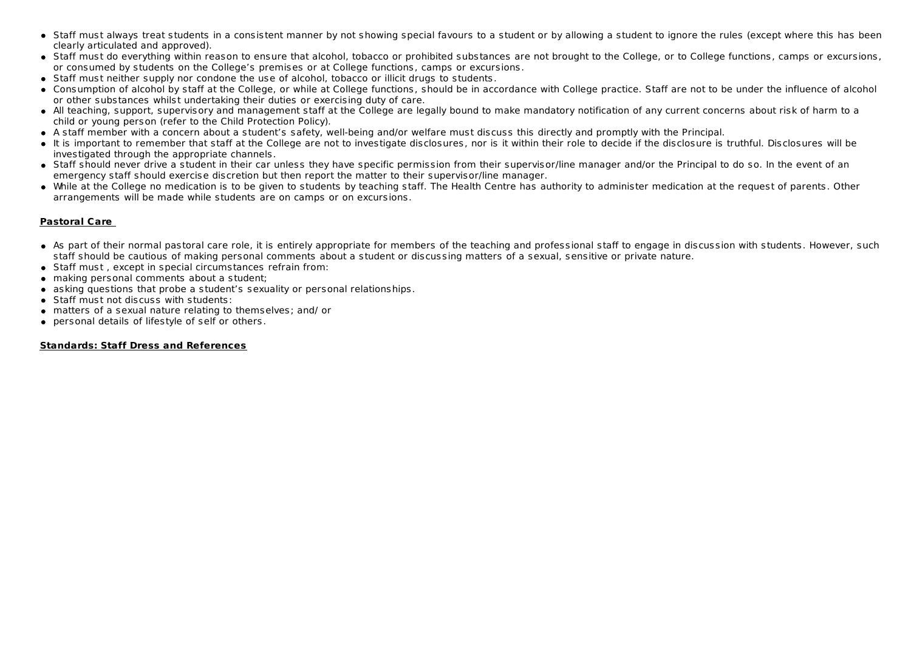- Staff must always treat students in a consistent manner by not showing special favours to a student or by allowing a student to ignore the rules (except where this has been clearly articulated and approved).
- Staff must do everything within reason to ensure that alcohol, tobacco or prohibited substances are not brought to the College, or to College functions, camps or excursions, or consumed by students on the College's premises or at College functions, camps or excursions.
- Staff must neither supply nor condone the use of alcohol, tobacco or illicit drugs to students.
- Consumption of alcohol by staff at the College, or while at College functions, should be in accordance with College practice. Staff are not to be under the influence of alcohol or other substances whilst undertaking their duties or exercising duty of care.
- All teaching, support, supervisory and management staff at the College are legally bound to make mandatory notification of any current concerns about risk of harm to a child or young person (refer to the Child Protection Policy).
- A staff member with a concern about a student's safety, well-being and/or welfare must discuss this directly and promptly with the Principal.
- It is important to remember that staff at the College are not to investigate disclosures, nor is it within their role to decide if the disclosure is truthful. Disclosures will be investigated through the appropriate channels.
- Staff should never drive a student in their car unless they have specific permission from their supervisor/line manager and/or the Principal to do so. In the event of an emergency staff should exercise discretion but then report the matter to their supervisor/line manager.
- While at the College no medication is to be given to students by teaching staff. The Health Centre has authority to administer medication at the request of parents. Other arrangements will be made while students are on camps or on excursions.

**Pastoral Care**

- As part of their normal pastoral care role, it is entirely appropriate for members of the teaching and professional staff to engage in discussion with students. However, such staff should be cautious of making personal comments about a student or discussing matters of a sexual, sensitive or private nature.
- Staff must , except in special circumstances refrain from:
- making personal comments about a student;
- asking questions that probe a student's sexuality or personal relationships.
- Staff must not discuss with students:
- matters of a sexual nature relating to themselves; and/ or
- personal details of lifestyle of self or others.

**Standards: Staff Dress and References**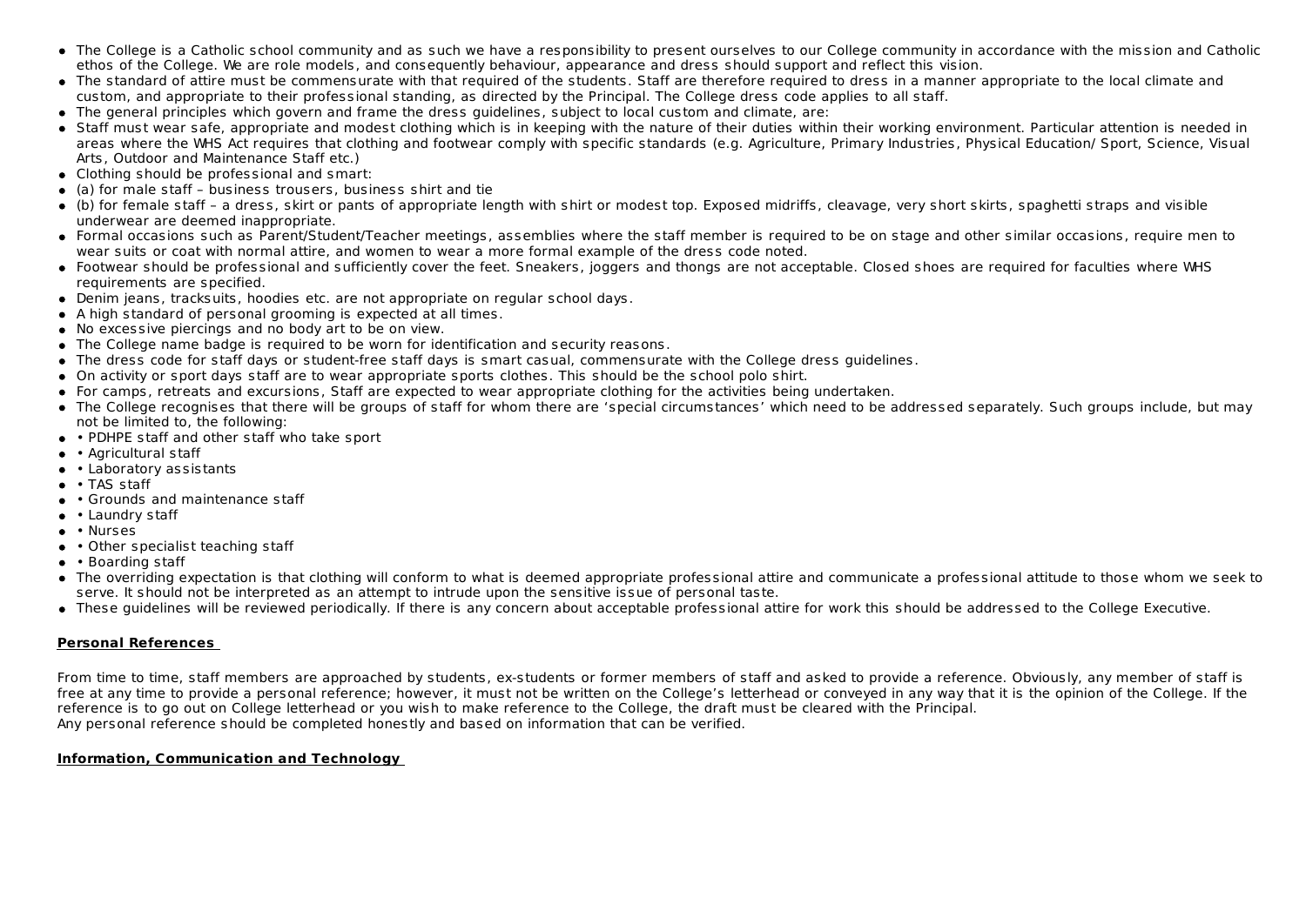- The College is a Catholic school community and as such we have a responsibility to present ourselves to our College community in accordance with the mission and Catholic ethos of the College. We are role models, and consequently behaviour, appearance and dress should support and reflect this vision.
- The standard of attire must be commensurate with that required of the students. Staff are therefore required to dress in a manner appropriate to the local climate and custom, and appropriate to their professional standing, as directed by the Principal. The College dress code applies to all staff.
- The general principles which govern and frame the dress guidelines, subject to local custom and climate, are:
- Staff must wear safe, appropriate and modest clothing which is in keeping with the nature of their duties within their working environment. Particular attention is needed in areas where the WHS Act requires that clothing and footwear comply with specific standards (e.g. Agriculture, Primary Industries, Physical Education/ Sport, Science, Visual Arts, Outdoor and Maintenance Staff etc.)
- Clothing should be professional and smart:
- (a) for male staff – business trousers, business shirt and tie
- (b) for female staff – a dress, skirt or pants of appropriate length with shirt or modest top. Exposed midriffs, cleavage, very short skirts, spaghetti straps and visible underwear are deemed inappropriate.
- Formal occasions such as Parent/Student/Teacher meetings, assemblies where the staff member is required to be on stage and other similar occasions, require men to wear suits or coat with normal attire, and women to wear a more formal example of the dress code noted.
- Footwear should be professional and sufficiently cover the feet. Sneakers, joggers and thongs are not acceptable. Closed shoes are required for faculties where WHS requirements are specified.
- Denim jeans, tracksuits, hoodies etc. are not appropriate on regular school days.
- A high standard of personal grooming is expected at all times.
- No excessive piercings and no body art to be on view.
- The College name badge is required to be worn for identification and security reasons.
- The dress code for staff days or student-free staff days is smart casual, commensurate with the College dress guidelines.
- On activity or sport days staff are to wear appropriate sports clothes. This should be the school polo shirt.
- For camps, retreats and excursions, Staff are expected to wear appropriate clothing for the activities being undertaken.
- The College recognises that there will be groups of staff for whom there are 'special circumstances' which need to be addressed separately. Such groups include, but may not be limited to, the following:
- • PDHPE staff and other staff who take sport
- • Agricultural staff
- • Laboratory assistants
- • TAS staff
- • Grounds and maintenance staff
- • Laundry staff
- • Nurses
- • Other specialist teaching staff
- • Boarding staff
- The overriding expectation is that clothing will conform to what is deemed appropriate professional attire and communicate a professional attitude to those whom we seek to serve. It should not be interpreted as an attempt to intrude upon the sensitive issue of personal taste.
- These guidelines will be reviewed periodically. If there is any concern about acceptable professional attire for work this should be addressed to the College Executive.

**Personal References**

From time to time, staff members are approached by students, ex-students or former members of staff and asked to provide a reference. Obviously, any member of staff is free at any time to provide a personal reference; however, it must not be written on the College's letterhead or conveyed in any way that it is the opinion of the College. If the reference is to go out on College letterhead or you wish to make reference to the College, the draft must be cleared with the Principal.
Any personal reference should be completed honestly and based on information that can be verified.

**Information, Communication and Technology**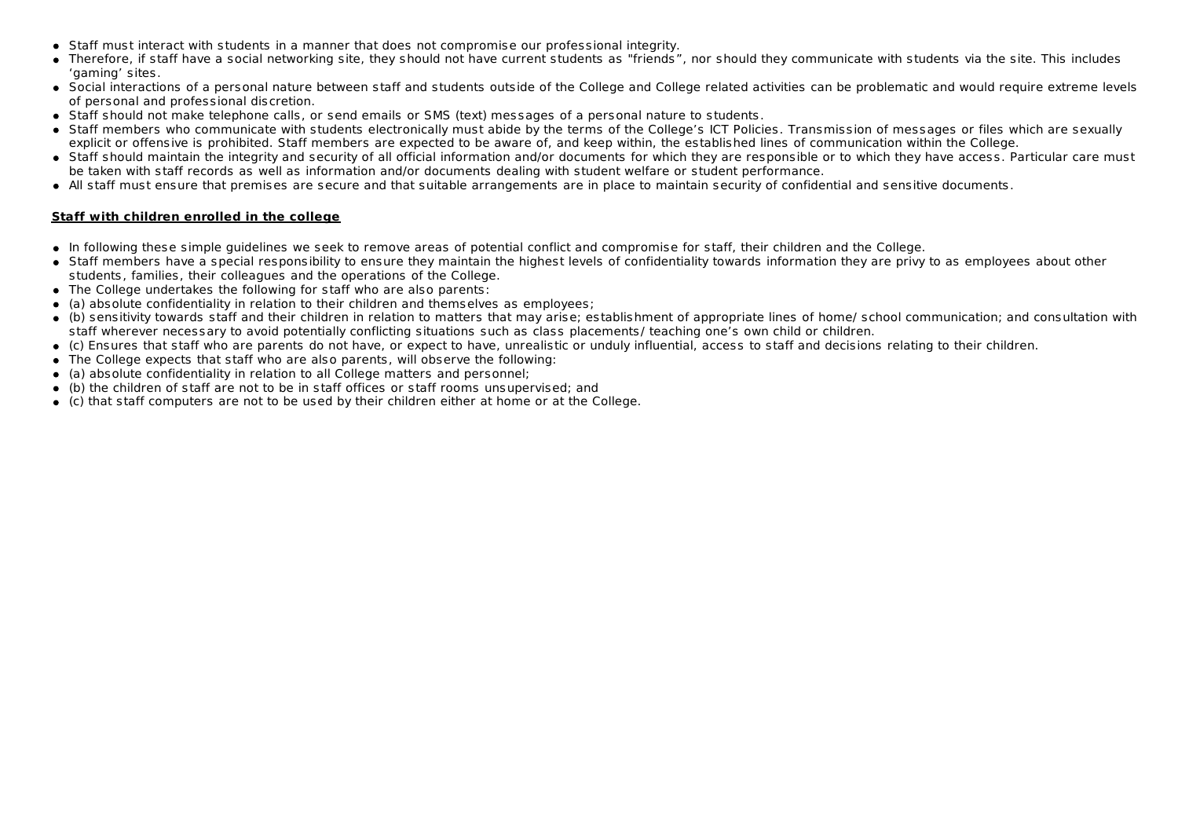- Staff must interact with students in a manner that does not compromise our professional integrity.
- Therefore, if staff have a social networking site, they should not have current students as "friends", nor should they communicate with students via the site. This includes 'gaming' sites.
- Social interactions of a personal nature between staff and students outside of the College and College related activities can be problematic and would require extreme levels of personal and professional discretion.
- Staff should not make telephone calls, or send emails or SMS (text) messages of a personal nature to students.
- Staff members who communicate with students electronically must abide by the terms of the College's ICT Policies. Transmission of messages or files which are sexually explicit or offensive is prohibited. Staff members are expected to be aware of, and keep within, the established lines of communication within the College.
- Staff should maintain the integrity and security of all official information and/or documents for which they are responsible or to which they have access. Particular care must be taken with staff records as well as information and/or documents dealing with student welfare or student performance.
- All staff must ensure that premises are secure and that suitable arrangements are in place to maintain security of confidential and sensitive documents.

**Staff with children enrolled in the college**

- In following these simple guidelines we seek to remove areas of potential conflict and compromise for staff, their children and the College.
- Staff members have a special responsibility to ensure they maintain the highest levels of confidentiality towards information they are privy to as employees about other students, families, their colleagues and the operations of the College.
- The College undertakes the following for staff who are also parents:
- (a) absolute confidentiality in relation to their children and themselves as employees;
- (b) sensitivity towards staff and their children in relation to matters that may arise; establishment of appropriate lines of home/ school communication; and consultation with staff wherever necessary to avoid potentially conflicting situations such as class placements/ teaching one's own child or children.
- (c) Ensures that staff who are parents do not have, or expect to have, unrealistic or unduly influential, access to staff and decisions relating to their children.
- The College expects that staff who are also parents, will observe the following:
- (a) absolute confidentiality in relation to all College matters and personnel;
- (b) the children of staff are not to be in staff offices or staff rooms unsupervised; and
- (c) that staff computers are not to be used by their children either at home or at the College.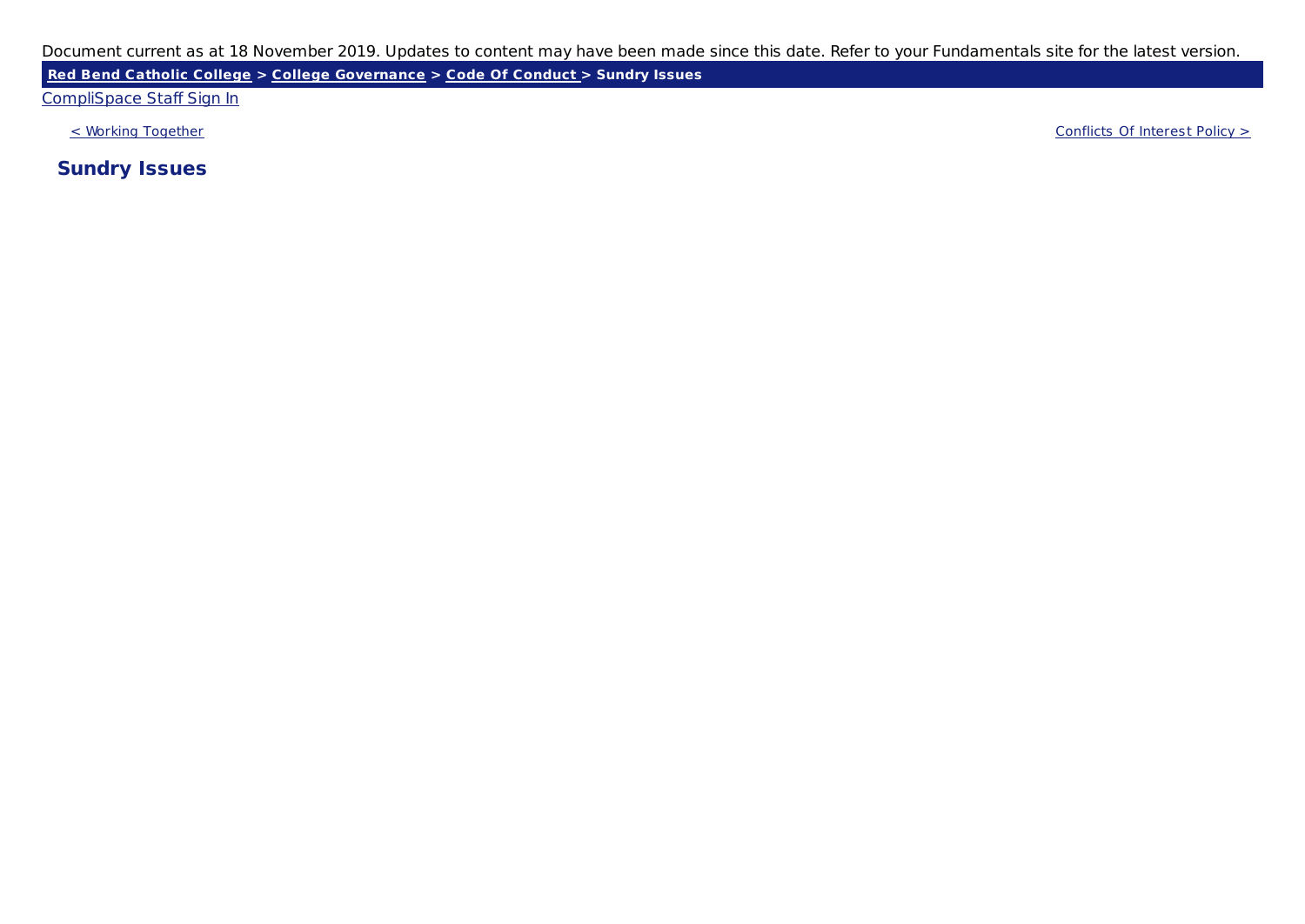Document current as at 18 November 2019. Updates to content may have been made since this date. Refer to your Fundamentals site for the latest version.

**Red Bend Catholic College > College Governance > Code Of Conduct > Sundry Issues**

CompliSpace Staff Sign In

< Working Together

Conflicts Of Interest Policy >

## Sundry Issues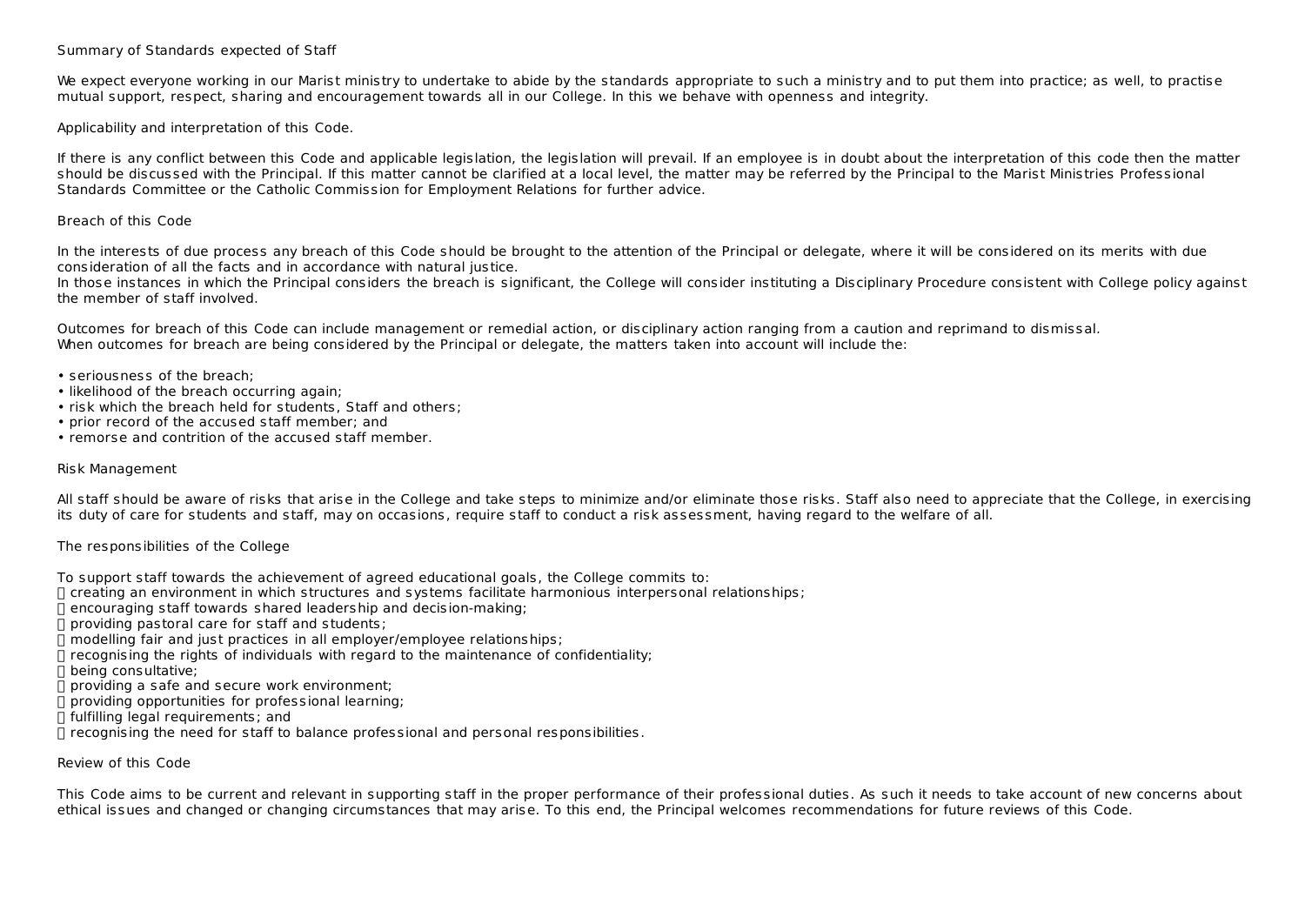## Summary of Standards expected of Staff

We expect everyone working in our Marist ministry to undertake to abide by the standards appropriate to such a ministry and to put them into practice; as well, to practise mutual support, respect, sharing and encouragement towards all in our College. In this we behave with openness and integrity.

## Applicability and interpretation of this Code.

If there is any conflict between this Code and applicable legislation, the legislation will prevail. If an employee is in doubt about the interpretation of this code then the matter should be discussed with the Principal. If this matter cannot be clarified at a local level, the matter may be referred by the Principal to the Marist Ministries Professional Standards Committee or the Catholic Commission for Employment Relations for further advice.

## Breach of this Code

In the interests of due process any breach of this Code should be brought to the attention of the Principal or delegate, where it will be considered on its merits with due consideration of all the facts and in accordance with natural justice.
In those instances in which the Principal considers the breach is significant, the College will consider instituting a Disciplinary Procedure consistent with College policy against the member of staff involved.

Outcomes for breach of this Code can include management or remedial action, or disciplinary action ranging from a caution and reprimand to dismissal.
When outcomes for breach are being considered by the Principal or delegate, the matters taken into account will include the:

- seriousness of the breach;
- likelihood of the breach occurring again;
- risk which the breach held for students, Staff and others;
- prior record of the accused staff member; and
- remorse and contrition of the accused staff member.

## Risk Management

All staff should be aware of risks that arise in the College and take steps to minimize and/or eliminate those risks. Staff also need to appreciate that the College, in exercising its duty of care for students and staff, may on occasions, require staff to conduct a risk assessment, having regard to the welfare of all.

## The responsibilities of the College

To support staff towards the achievement of agreed educational goals, the College commits to:

- creating an environment in which structures and systems facilitate harmonious interpersonal relationships;
- encouraging staff towards shared leadership and decision-making;
- providing pastoral care for staff and students;
- modelling fair and just practices in all employer/employee relationships;
- recognising the rights of individuals with regard to the maintenance of confidentiality;
- being consultative;
- providing a safe and secure work environment;
- providing opportunities for professional learning;
- fulfilling legal requirements; and
- recognising the need for staff to balance professional and personal responsibilities.

## Review of this Code

This Code aims to be current and relevant in supporting staff in the proper performance of their professional duties. As such it needs to take account of new concerns about ethical issues and changed or changing circumstances that may arise. To this end, the Principal welcomes recommendations for future reviews of this Code.